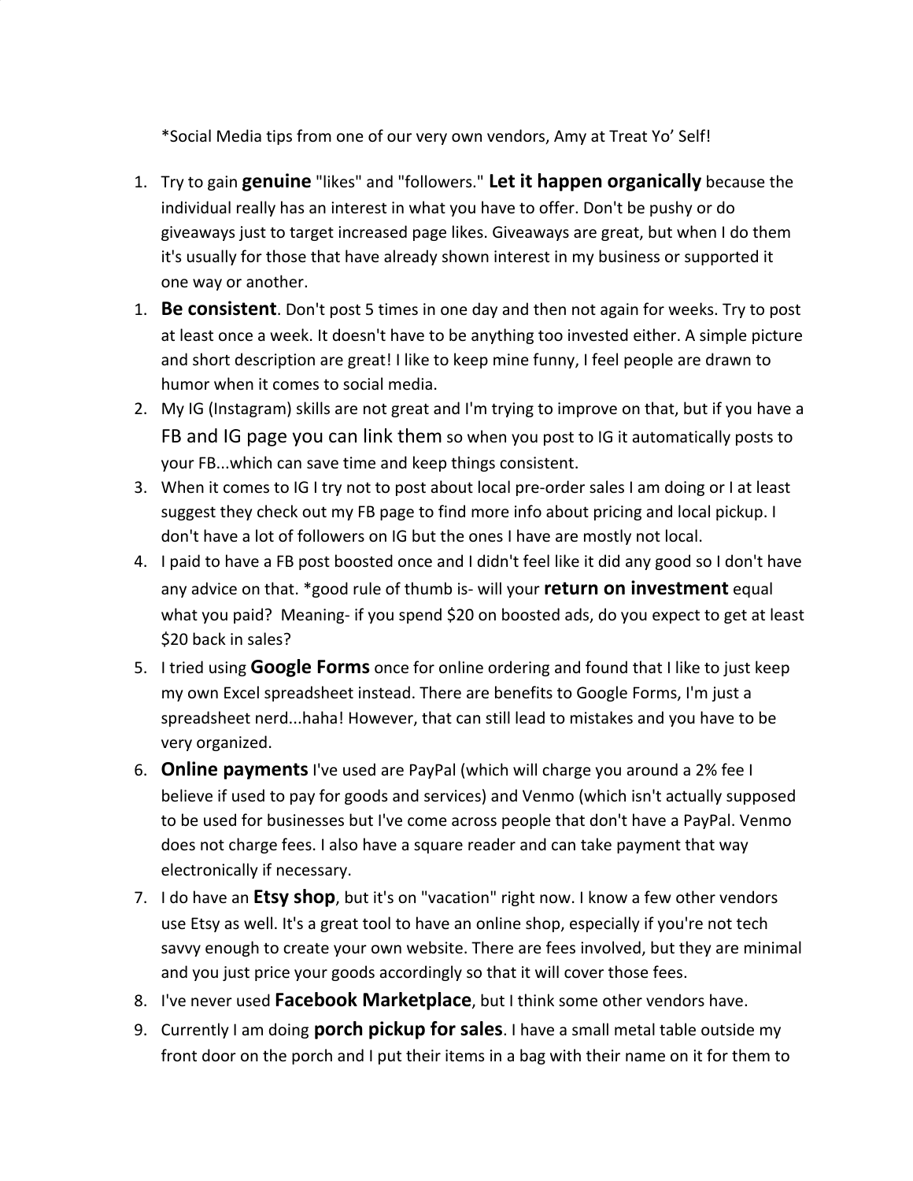*Social Media tips from one of our very own vendors, Amy at Treat Yo' Self!

1. Try to gain **genuine** "likes" and "followers." **Let it happen organically** because the individual really has an interest in what you have to offer. Don't be pushy or do giveaways just to target increased page likes. Giveaways are great, but when I do them it's usually for those that have already shown interest in my business or supported it one way or another.

1. **Be consistent**. Don't post 5 times in one day and then not again for weeks. Try to post at least once a week. It doesn't have to be anything too invested either. A simple picture and short description are great! I like to keep mine funny, I feel people are drawn to humor when it comes to social media.
2. My IG (Instagram) skills are not great and I'm trying to improve on that, but if you have a FB and IG page you can link them so when you post to IG it automatically posts to your FB...which can save time and keep things consistent.
3. When it comes to IG I try not to post about local pre-order sales I am doing or I at least suggest they check out my FB page to find more info about pricing and local pickup. I don't have a lot of followers on IG but the ones I have are mostly not local.
4. I paid to have a FB post boosted once and I didn't feel like it did any good so I don't have any advice on that. *good rule of thumb is- will your **return on investment** equal what you paid? Meaning- if you spend $20 on boosted ads, do you expect to get at least $20 back in sales?
5. I tried using **Google Forms** once for online ordering and found that I like to just keep my own Excel spreadsheet instead. There are benefits to Google Forms, I'm just a spreadsheet nerd...haha! However, that can still lead to mistakes and you have to be very organized.
6. **Online payments** I've used are PayPal (which will charge you around a 2% fee I believe if used to pay for goods and services) and Venmo (which isn't actually supposed to be used for businesses but I've come across people that don't have a PayPal. Venmo does not charge fees. I also have a square reader and can take payment that way electronically if necessary.
7. I do have an **Etsy shop**, but it's on "vacation" right now. I know a few other vendors use Etsy as well. It's a great tool to have an online shop, especially if you're not tech savvy enough to create your own website. There are fees involved, but they are minimal and you just price your goods accordingly so that it will cover those fees.
8. I've never used **Facebook Marketplace**, but I think some other vendors have.
9. Currently I am doing **porch pickup for sales**. I have a small metal table outside my front door on the porch and I put their items in a bag with their name on it for them to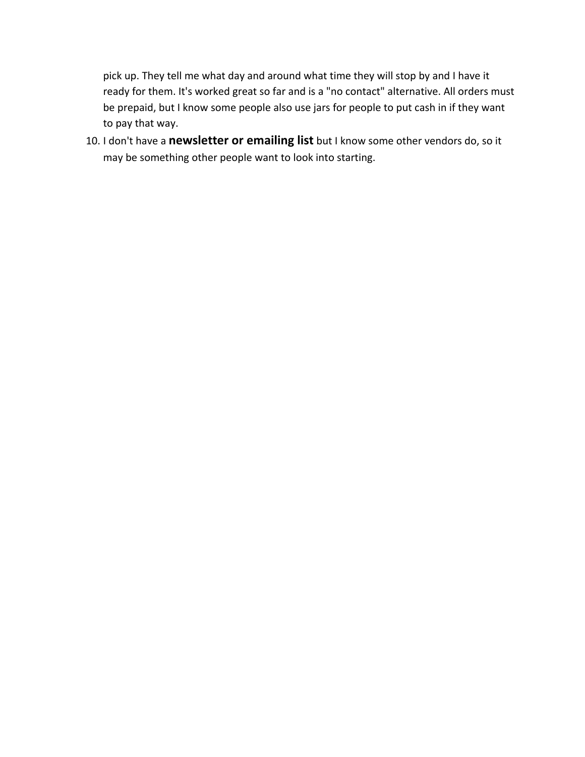pick up. They tell me what day and around what time they will stop by and I have it ready for them. It's worked great so far and is a "no contact" alternative. All orders must be prepaid, but I know some people also use jars for people to put cash in if they want to pay that way.

10. I don't have a **newsletter or emailing list** but I know some other vendors do, so it may be something other people want to look into starting.